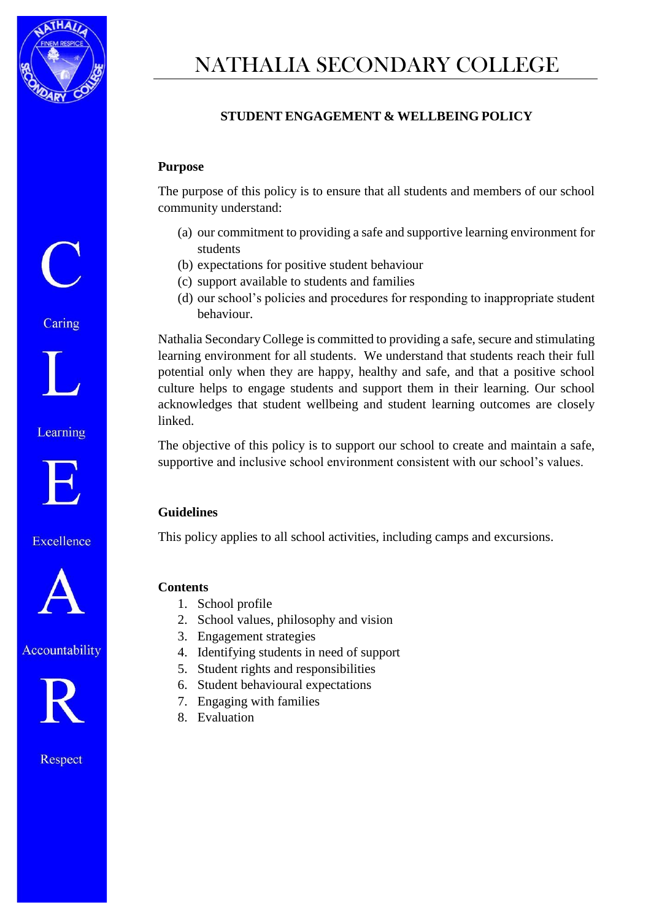# NATHALIA SECONDARY COLLEGE

## STUDENT ENGAGEMENT & WELLBEING POLICY

### Purpose

The purpose of this policy is to ensure that all students and members of our school community understand:

(a) our commitment to providing a safe and supportive learning environment for students
(b) expectations for positive student behaviour
(c) support available to students and families
(d) our school's policies and procedures for responding to inappropriate student behaviour.

Nathalia Secondary College is committed to providing a safe, secure and stimulating learning environment for all students. We understand that students reach their full potential only when they are happy, healthy and safe, and that a positive school culture helps to engage students and support them in their learning. Our school acknowledges that student wellbeing and student learning outcomes are closely linked.

The objective of this policy is to support our school to create and maintain a safe, supportive and inclusive school environment consistent with our school's values.

### Guidelines

This policy applies to all school activities, including camps and excursions.

### Contents

1. School profile
2. School values, philosophy and vision
3. Engagement strategies
4. Identifying students in need of support
5. Student rights and responsibilities
6. Student behavioural expectations
7. Engaging with families
8. Evaluation

C Caring

L Learning

E Excellence

A Accountability

R Respect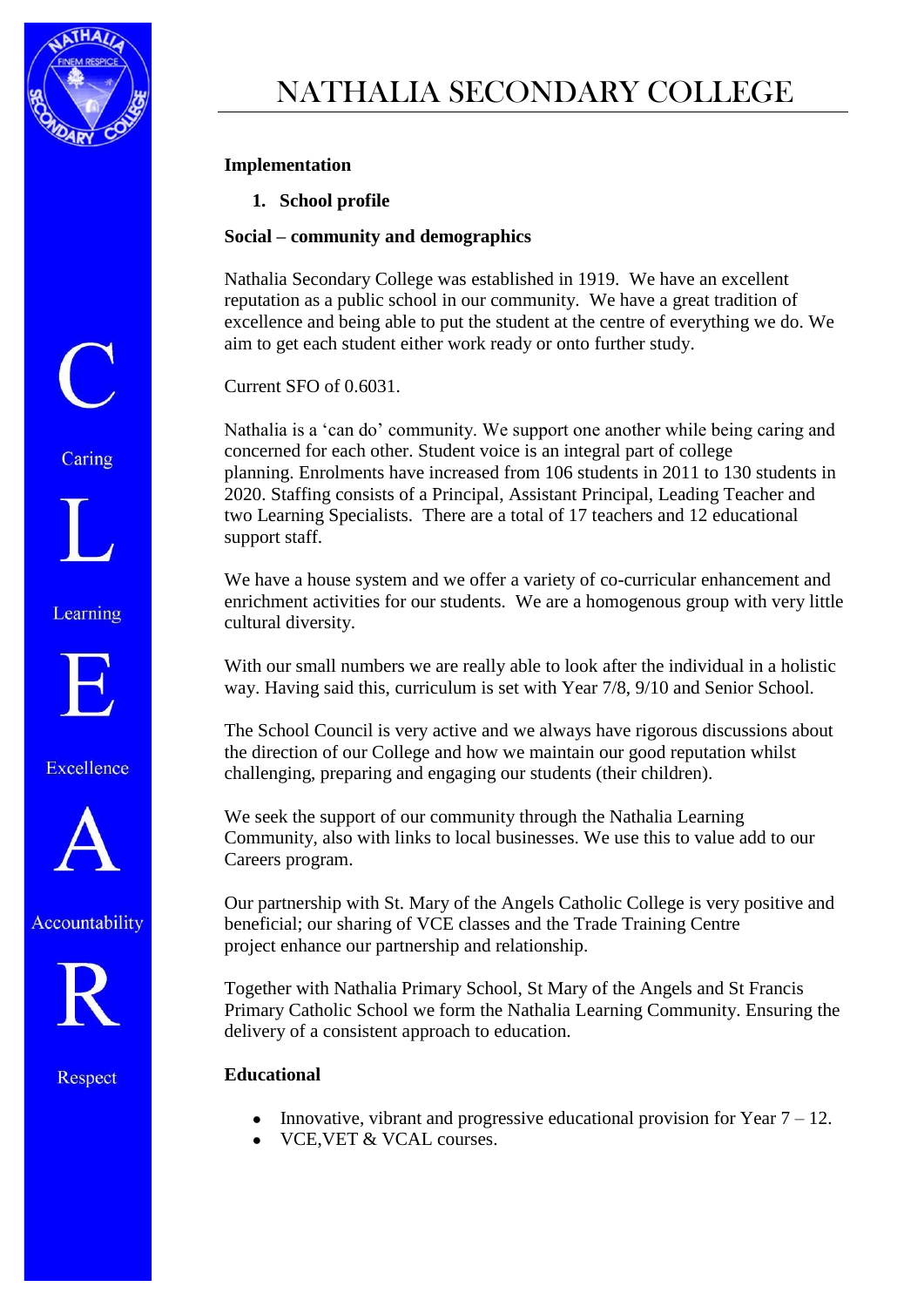# NATHALIA SECONDARY COLLEGE

**Implementation**

1. **School profile**

**Social – community and demographics**

Nathalia Secondary College was established in 1919. We have an excellent reputation as a public school in our community. We have a great tradition of excellence and being able to put the student at the centre of everything we do. We aim to get each student either work ready or onto further study.

Current SFO of 0.6031.

Nathalia is a 'can do' community. We support one another while being caring and concerned for each other. Student voice is an integral part of college planning. Enrolments have increased from 106 students in 2011 to 130 students in 2020. Staffing consists of a Principal, Assistant Principal, Leading Teacher and two Learning Specialists. There are a total of 17 teachers and 12 educational support staff.

We have a house system and we offer a variety of co-curricular enhancement and enrichment activities for our students. We are a homogenous group with very little cultural diversity.

With our small numbers we are really able to look after the individual in a holistic way. Having said this, curriculum is set with Year 7/8, 9/10 and Senior School.

The School Council is very active and we always have rigorous discussions about the direction of our College and how we maintain our good reputation whilst challenging, preparing and engaging our students (their children).

We seek the support of our community through the Nathalia Learning Community, also with links to local businesses. We use this to value add to our Careers program.

Our partnership with St. Mary of the Angels Catholic College is very positive and beneficial; our sharing of VCE classes and the Trade Training Centre project enhance our partnership and relationship.

Together with Nathalia Primary School, St Mary of the Angels and St Francis Primary Catholic School we form the Nathalia Learning Community. Ensuring the delivery of a consistent approach to education.

**Educational**

- Innovative, vibrant and progressive educational provision for Year 7 – 12.
- VCE,VET & VCAL courses.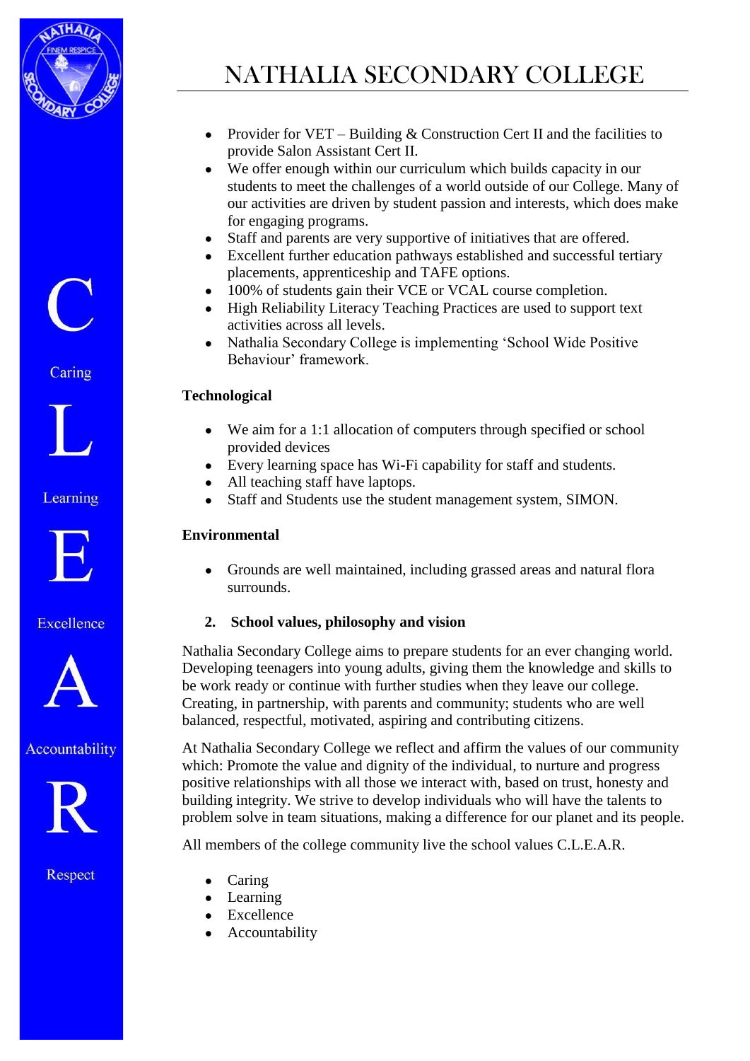# NATHALIA SECONDARY COLLEGE

- Provider for VET – Building & Construction Cert II and the facilities to provide Salon Assistant Cert II.
- We offer enough within our curriculum which builds capacity in our students to meet the challenges of a world outside of our College. Many of our activities are driven by student passion and interests, which does make for engaging programs.
- Staff and parents are very supportive of initiatives that are offered.
- Excellent further education pathways established and successful tertiary placements, apprenticeship and TAFE options.
- 100% of students gain their VCE or VCAL course completion.
- High Reliability Literacy Teaching Practices are used to support text activities across all levels.
- Nathalia Secondary College is implementing 'School Wide Positive Behaviour' framework.

**Technological**

- We aim for a 1:1 allocation of computers through specified or school provided devices
- Every learning space has Wi-Fi capability for staff and students.
- All teaching staff have laptops.
- Staff and Students use the student management system, SIMON.

**Environmental**

- Grounds are well maintained, including grassed areas and natural flora surrounds.

## 2. School values, philosophy and vision

Nathalia Secondary College aims to prepare students for an ever changing world. Developing teenagers into young adults, giving them the knowledge and skills to be work ready or continue with further studies when they leave our college. Creating, in partnership, with parents and community; students who are well balanced, respectful, motivated, aspiring and contributing citizens.

At Nathalia Secondary College we reflect and affirm the values of our community which: Promote the value and dignity of the individual, to nurture and progress positive relationships with all those we interact with, based on trust, honesty and building integrity. We strive to develop individuals who will have the talents to problem solve in team situations, making a difference for our planet and its people.

All members of the college community live the school values C.L.E.A.R.

- Caring
- Learning
- Excellence
- Accountability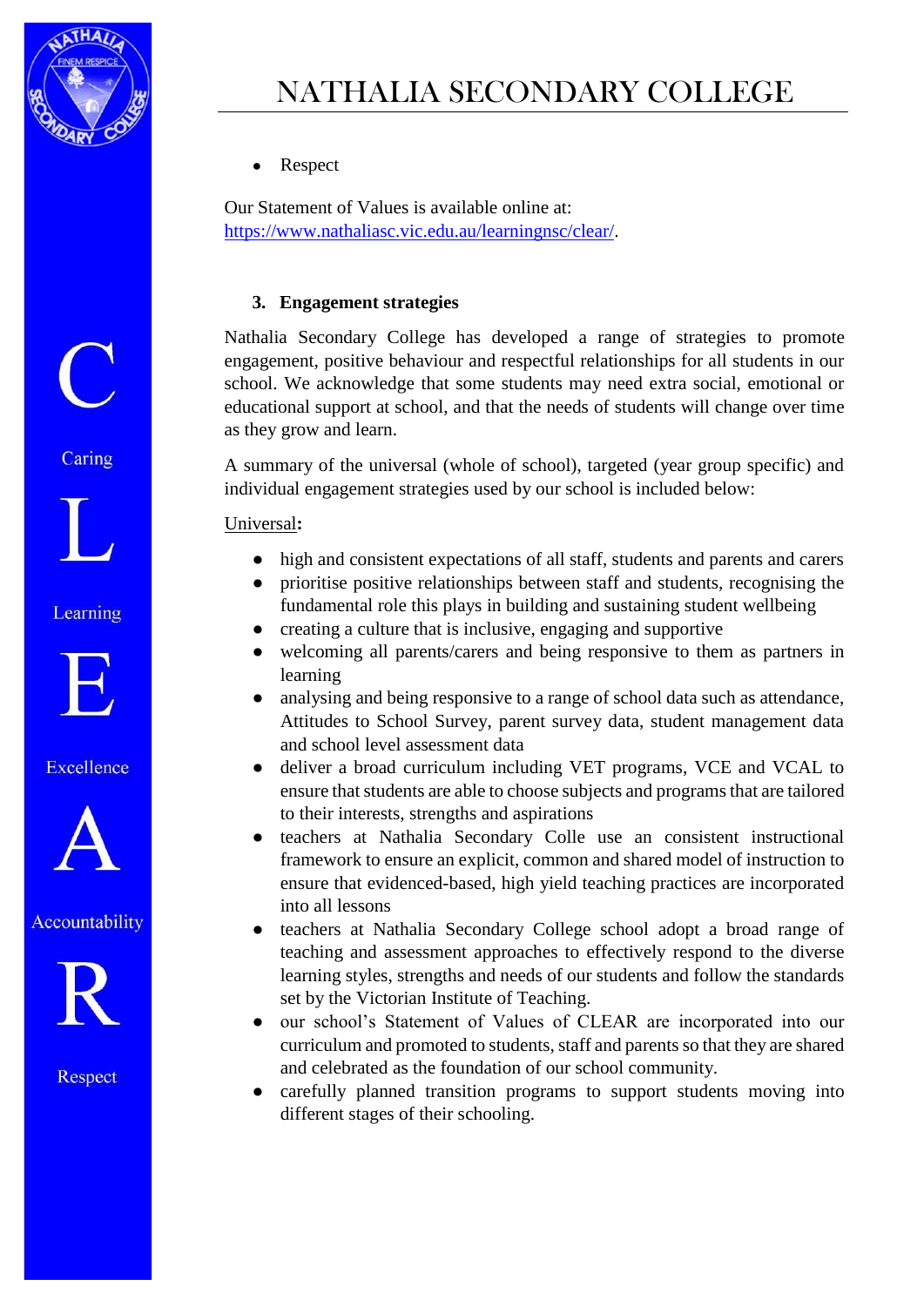- Respect

Our Statement of Values is available online at: https://www.nathaliasc.vic.edu.au/learningnsc/clear/.

### 3. Engagement strategies

Nathalia Secondary College has developed a range of strategies to promote engagement, positive behaviour and respectful relationships for all students in our school. We acknowledge that some students may need extra social, emotional or educational support at school, and that the needs of students will change over time as they grow and learn.

A summary of the universal (whole of school), targeted (year group specific) and individual engagement strategies used by our school is included below:

Universal**:**

- high and consistent expectations of all staff, students and parents and carers
- prioritise positive relationships between staff and students, recognising the fundamental role this plays in building and sustaining student wellbeing
- creating a culture that is inclusive, engaging and supportive
- welcoming all parents/carers and being responsive to them as partners in learning
- analysing and being responsive to a range of school data such as attendance, Attitudes to School Survey, parent survey data, student management data and school level assessment data
- deliver a broad curriculum including VET programs, VCE and VCAL to ensure that students are able to choose subjects and programs that are tailored to their interests, strengths and aspirations
- teachers at Nathalia Secondary Colle use an consistent instructional framework to ensure an explicit, common and shared model of instruction to ensure that evidenced-based, high yield teaching practices are incorporated into all lessons
- teachers at Nathalia Secondary College school adopt a broad range of teaching and assessment approaches to effectively respond to the diverse learning styles, strengths and needs of our students and follow the standards set by the Victorian Institute of Teaching.
- our school's Statement of Values of CLEAR are incorporated into our curriculum and promoted to students, staff and parents so that they are shared and celebrated as the foundation of our school community.
- carefully planned transition programs to support students moving into different stages of their schooling.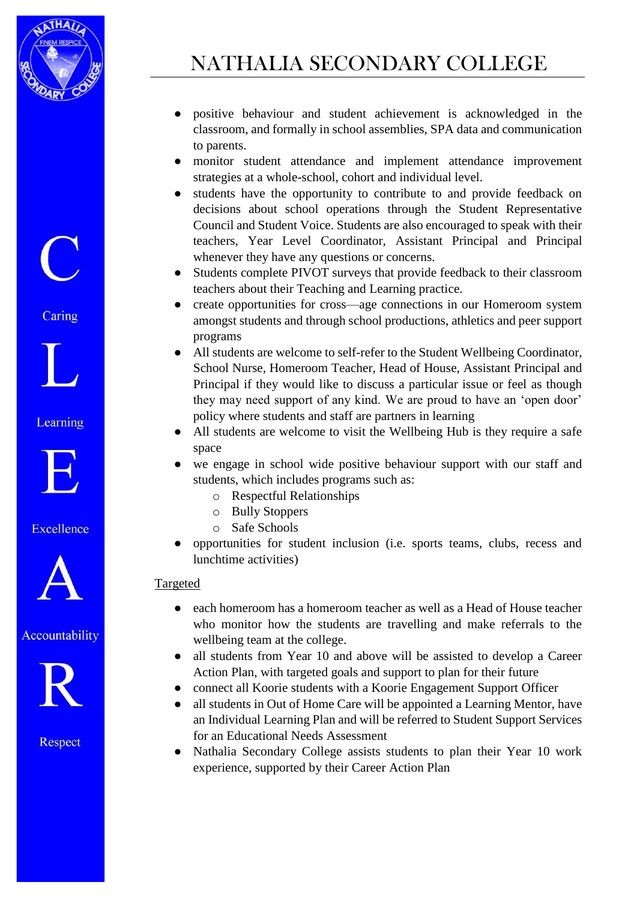- positive behaviour and student achievement is acknowledged in the classroom, and formally in school assemblies, SPA data and communication to parents.
- monitor student attendance and implement attendance improvement strategies at a whole-school, cohort and individual level.
- students have the opportunity to contribute to and provide feedback on decisions about school operations through the Student Representative Council and Student Voice. Students are also encouraged to speak with their teachers, Year Level Coordinator, Assistant Principal and Principal whenever they have any questions or concerns.
- Students complete PIVOT surveys that provide feedback to their classroom teachers about their Teaching and Learning practice.
- create opportunities for cross—age connections in our Homeroom system amongst students and through school productions, athletics and peer support programs
- All students are welcome to self-refer to the Student Wellbeing Coordinator, School Nurse, Homeroom Teacher, Head of House, Assistant Principal and Principal if they would like to discuss a particular issue or feel as though they may need support of any kind. We are proud to have an 'open door' policy where students and staff are partners in learning
- All students are welcome to visit the Wellbeing Hub is they require a safe space
- we engage in school wide positive behaviour support with our staff and students, which includes programs such as:
  - Respectful Relationships
  - Bully Stoppers
  - Safe Schools
- opportunities for student inclusion (i.e. sports teams, clubs, recess and lunchtime activities)

<u>Targeted</u>

- each homeroom has a homeroom teacher as well as a Head of House teacher who monitor how the students are travelling and make referrals to the wellbeing team at the college.
- all students from Year 10 and above will be assisted to develop a Career Action Plan, with targeted goals and support to plan for their future
- connect all Koorie students with a Koorie Engagement Support Officer
- all students in Out of Home Care will be appointed a Learning Mentor, have an Individual Learning Plan and will be referred to Student Support Services for an Educational Needs Assessment
- Nathalia Secondary College assists students to plan their Year 10 work experience, supported by their Career Action Plan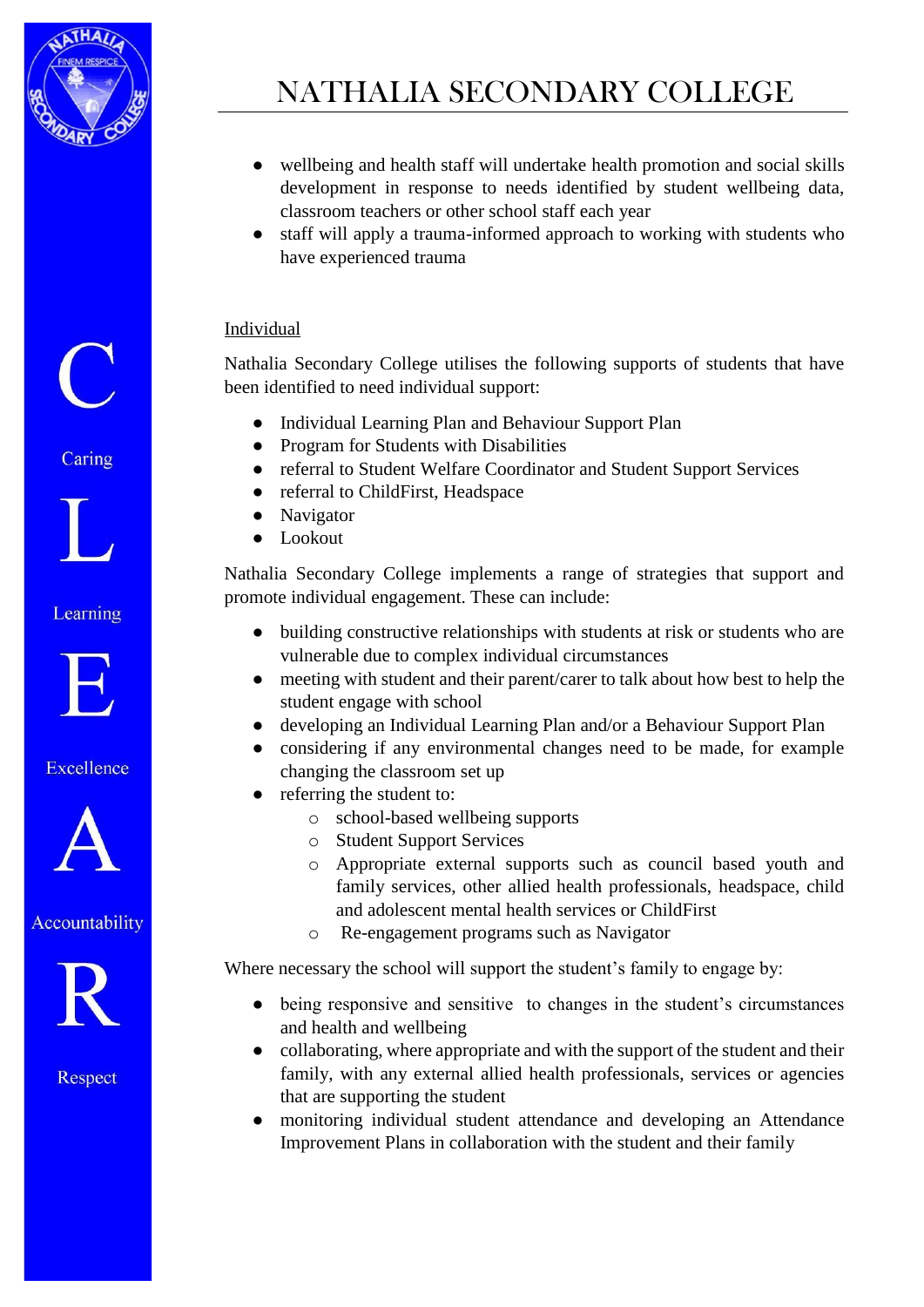- wellbeing and health staff will undertake health promotion and social skills development in response to needs identified by student wellbeing data, classroom teachers or other school staff each year
- staff will apply a trauma-informed approach to working with students who have experienced trauma

<u>Individual</u>

Nathalia Secondary College utilises the following supports of students that have been identified to need individual support:

- Individual Learning Plan and Behaviour Support Plan
- Program for Students with Disabilities
- referral to Student Welfare Coordinator and Student Support Services
- referral to ChildFirst, Headspace
- Navigator
- Lookout

Nathalia Secondary College implements a range of strategies that support and promote individual engagement. These can include:

- building constructive relationships with students at risk or students who are vulnerable due to complex individual circumstances
- meeting with student and their parent/carer to talk about how best to help the student engage with school
- developing an Individual Learning Plan and/or a Behaviour Support Plan
- considering if any environmental changes need to be made, for example changing the classroom set up
- referring the student to:
  - school-based wellbeing supports
  - Student Support Services
  - Appropriate external supports such as council based youth and family services, other allied health professionals, headspace, child and adolescent mental health services or ChildFirst
  - Re-engagement programs such as Navigator

Where necessary the school will support the student's family to engage by:

- being responsive and sensitive to changes in the student's circumstances and health and wellbeing
- collaborating, where appropriate and with the support of the student and their family, with any external allied health professionals, services or agencies that are supporting the student
- monitoring individual student attendance and developing an Attendance Improvement Plans in collaboration with the student and their family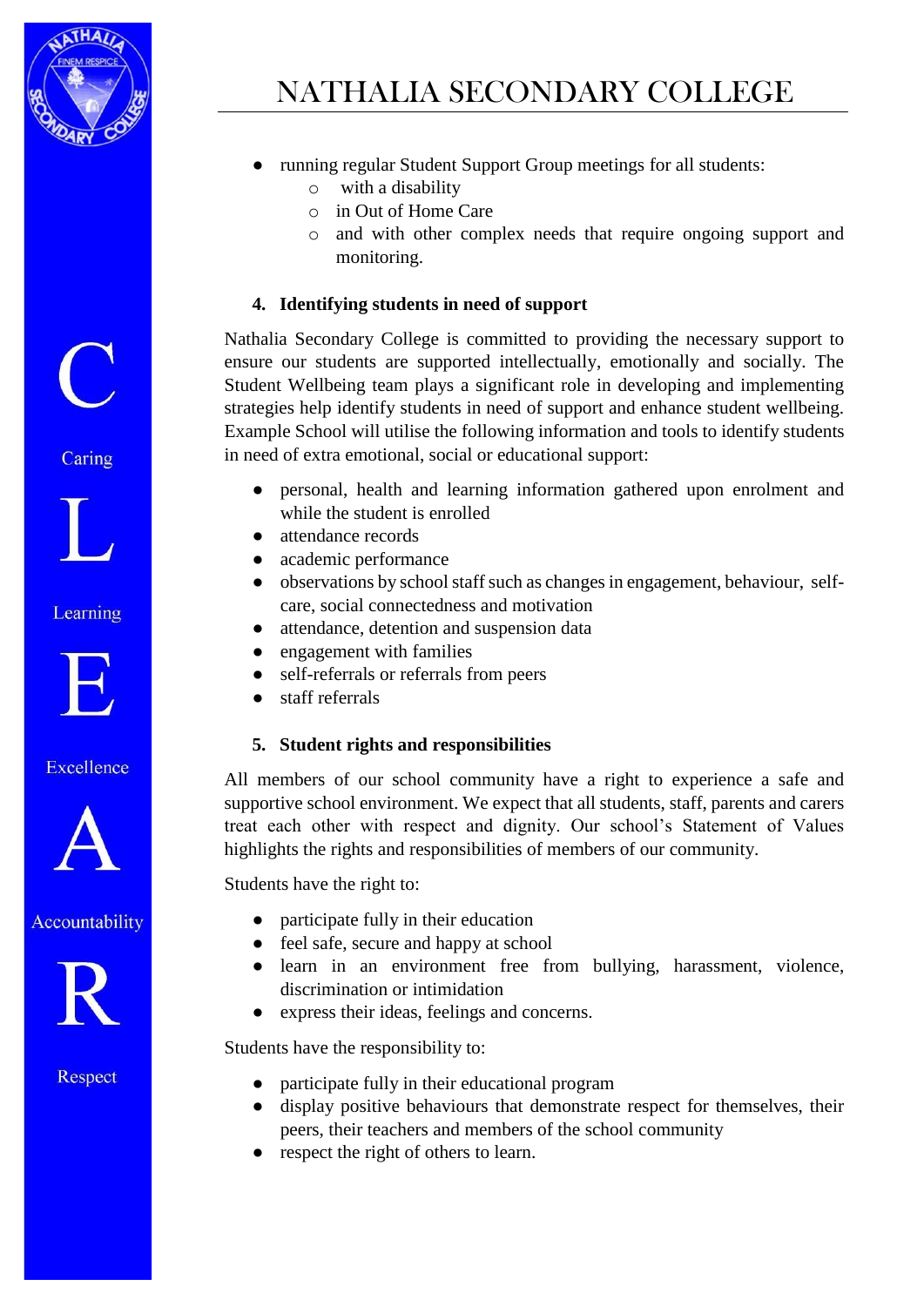- running regular Student Support Group meetings for all students:
  - with a disability
  - in Out of Home Care
  - and with other complex needs that require ongoing support and monitoring.

### 4. Identifying students in need of support

Nathalia Secondary College is committed to providing the necessary support to ensure our students are supported intellectually, emotionally and socially. The Student Wellbeing team plays a significant role in developing and implementing strategies help identify students in need of support and enhance student wellbeing. Example School will utilise the following information and tools to identify students in need of extra emotional, social or educational support:

- personal, health and learning information gathered upon enrolment and while the student is enrolled
- attendance records
- academic performance
- observations by school staff such as changes in engagement, behaviour, self-care, social connectedness and motivation
- attendance, detention and suspension data
- engagement with families
- self-referrals or referrals from peers
- staff referrals

### 5. Student rights and responsibilities

All members of our school community have a right to experience a safe and supportive school environment. We expect that all students, staff, parents and carers treat each other with respect and dignity. Our school's Statement of Values highlights the rights and responsibilities of members of our community.

Students have the right to:

- participate fully in their education
- feel safe, secure and happy at school
- learn in an environment free from bullying, harassment, violence, discrimination or intimidation
- express their ideas, feelings and concerns.

Students have the responsibility to:

- participate fully in their educational program
- display positive behaviours that demonstrate respect for themselves, their peers, their teachers and members of the school community
- respect the right of others to learn.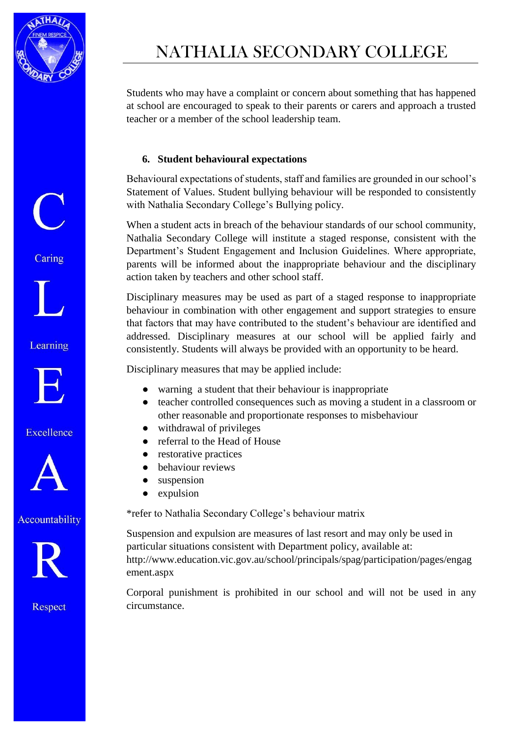Students who may have a complaint or concern about something that has happened at school are encouraged to speak to their parents or carers and approach a trusted teacher or a member of the school leadership team.

### 6. Student behavioural expectations

Behavioural expectations of students, staff and families are grounded in our school's Statement of Values. Student bullying behaviour will be responded to consistently with Nathalia Secondary College's Bullying policy.

When a student acts in breach of the behaviour standards of our school community, Nathalia Secondary College will institute a staged response, consistent with the Department's Student Engagement and Inclusion Guidelines. Where appropriate, parents will be informed about the inappropriate behaviour and the disciplinary action taken by teachers and other school staff.

Disciplinary measures may be used as part of a staged response to inappropriate behaviour in combination with other engagement and support strategies to ensure that factors that may have contributed to the student's behaviour are identified and addressed. Disciplinary measures at our school will be applied fairly and consistently. Students will always be provided with an opportunity to be heard.

Disciplinary measures that may be applied include:

- warning a student that their behaviour is inappropriate
- teacher controlled consequences such as moving a student in a classroom or other reasonable and proportionate responses to misbehaviour
- withdrawal of privileges
- referral to the Head of House
- restorative practices
- behaviour reviews
- suspension
- expulsion

*refer to Nathalia Secondary College's behaviour matrix

Suspension and expulsion are measures of last resort and may only be used in particular situations consistent with Department policy, available at: http://www.education.vic.gov.au/school/principals/spag/participation/pages/engagement.aspx

Corporal punishment is prohibited in our school and will not be used in any circumstance.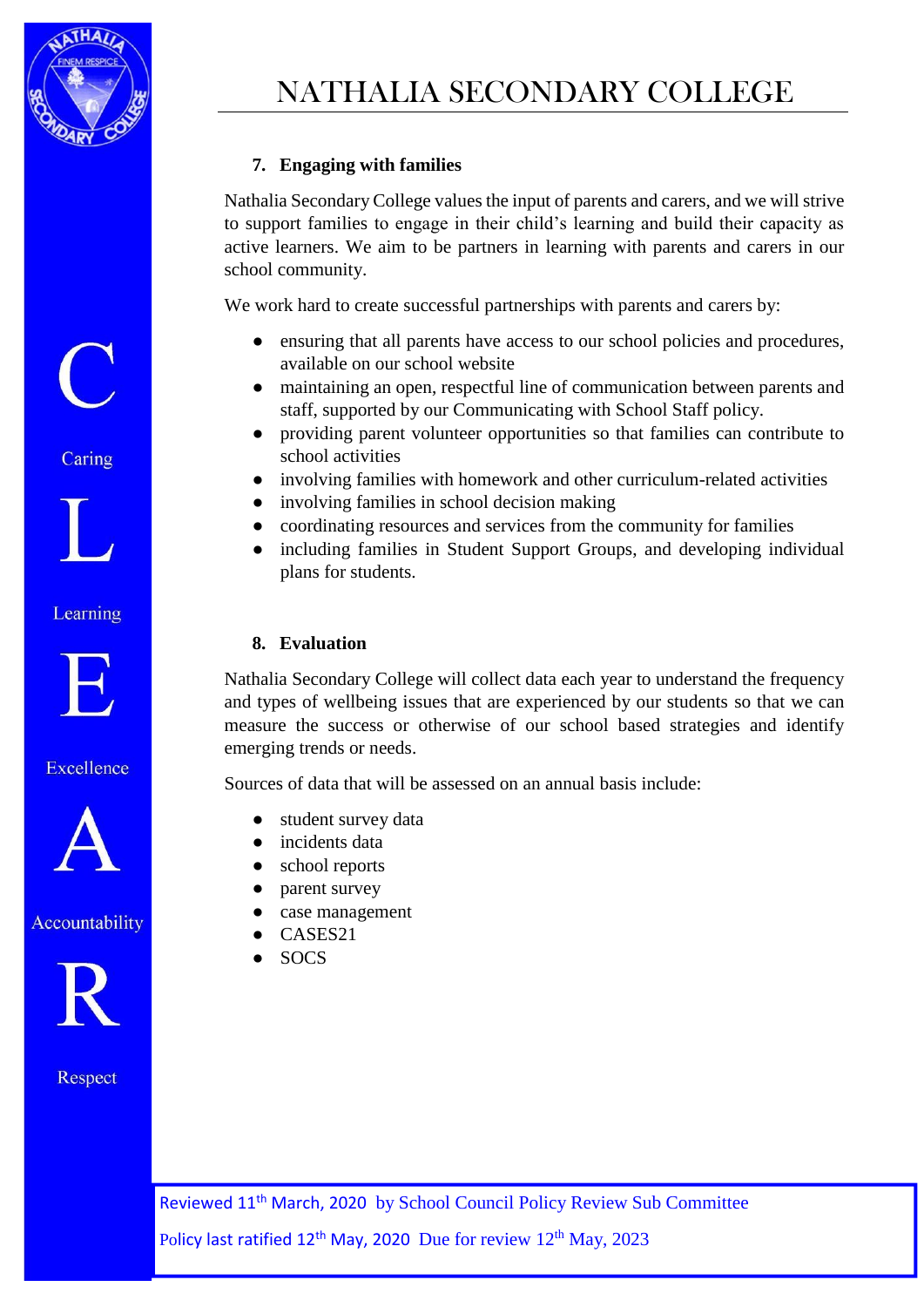### 7. Engaging with families

Nathalia Secondary College values the input of parents and carers, and we will strive to support families to engage in their child's learning and build their capacity as active learners. We aim to be partners in learning with parents and carers in our school community.

We work hard to create successful partnerships with parents and carers by:

- ensuring that all parents have access to our school policies and procedures, available on our school website
- maintaining an open, respectful line of communication between parents and staff, supported by our Communicating with School Staff policy.
- providing parent volunteer opportunities so that families can contribute to school activities
- involving families with homework and other curriculum-related activities
- involving families in school decision making
- coordinating resources and services from the community for families
- including families in Student Support Groups, and developing individual plans for students.

### 8. Evaluation

Nathalia Secondary College will collect data each year to understand the frequency and types of wellbeing issues that are experienced by our students so that we can measure the success or otherwise of our school based strategies and identify emerging trends or needs.

Sources of data that will be assessed on an annual basis include:

- student survey data
- incidents data
- school reports
- parent survey
- case management
- CASES21
- SOCS

Reviewed 11th March, 2020 by School Council Policy Review Sub Committee

Policy last ratified 12th May, 2020 Due for review 12th May, 2023